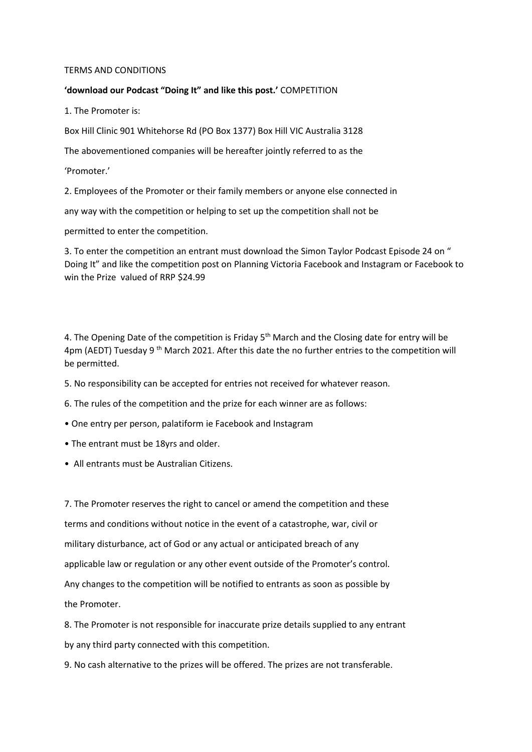TERMS AND CONDITIONS

**'download our Podcast "Doing It" and like this post.'** COMPETITION

1. The Promoter is:

Box Hill Clinic 901 Whitehorse Rd (PO Box 1377) Box Hill VIC Australia 3128

The abovementioned companies will be hereafter jointly referred to as the

'Promoter.'

2. Employees of the Promoter or their family members or anyone else connected in

any way with the competition or helping to set up the competition shall not be

permitted to enter the competition.

3. To enter the competition an entrant must download the Simon Taylor Podcast Episode 24 on " Doing It" and like the competition post on Planning Victoria Facebook and Instagram or Facebook to win the Prize valued of RRP $24.99

4. The Opening Date of the competition is Friday 5th March and the Closing date for entry will be 4pm (AEDT) Tuesday 9 th March 2021. After this date the no further entries to the competition will be permitted.

5. No responsibility can be accepted for entries not received for whatever reason.

6. The rules of the competition and the prize for each winner are as follows:

- One entry per person, palatiform ie Facebook and Instagram
- The entrant must be 18yrs and older.
- All entrants must be Australian Citizens.

7. The Promoter reserves the right to cancel or amend the competition and these

terms and conditions without notice in the event of a catastrophe, war, civil or

military disturbance, act of God or any actual or anticipated breach of any

applicable law or regulation or any other event outside of the Promoter's control.

Any changes to the competition will be notified to entrants as soon as possible by

the Promoter.

8. The Promoter is not responsible for inaccurate prize details supplied to any entrant

by any third party connected with this competition.

9. No cash alternative to the prizes will be offered. The prizes are not transferable.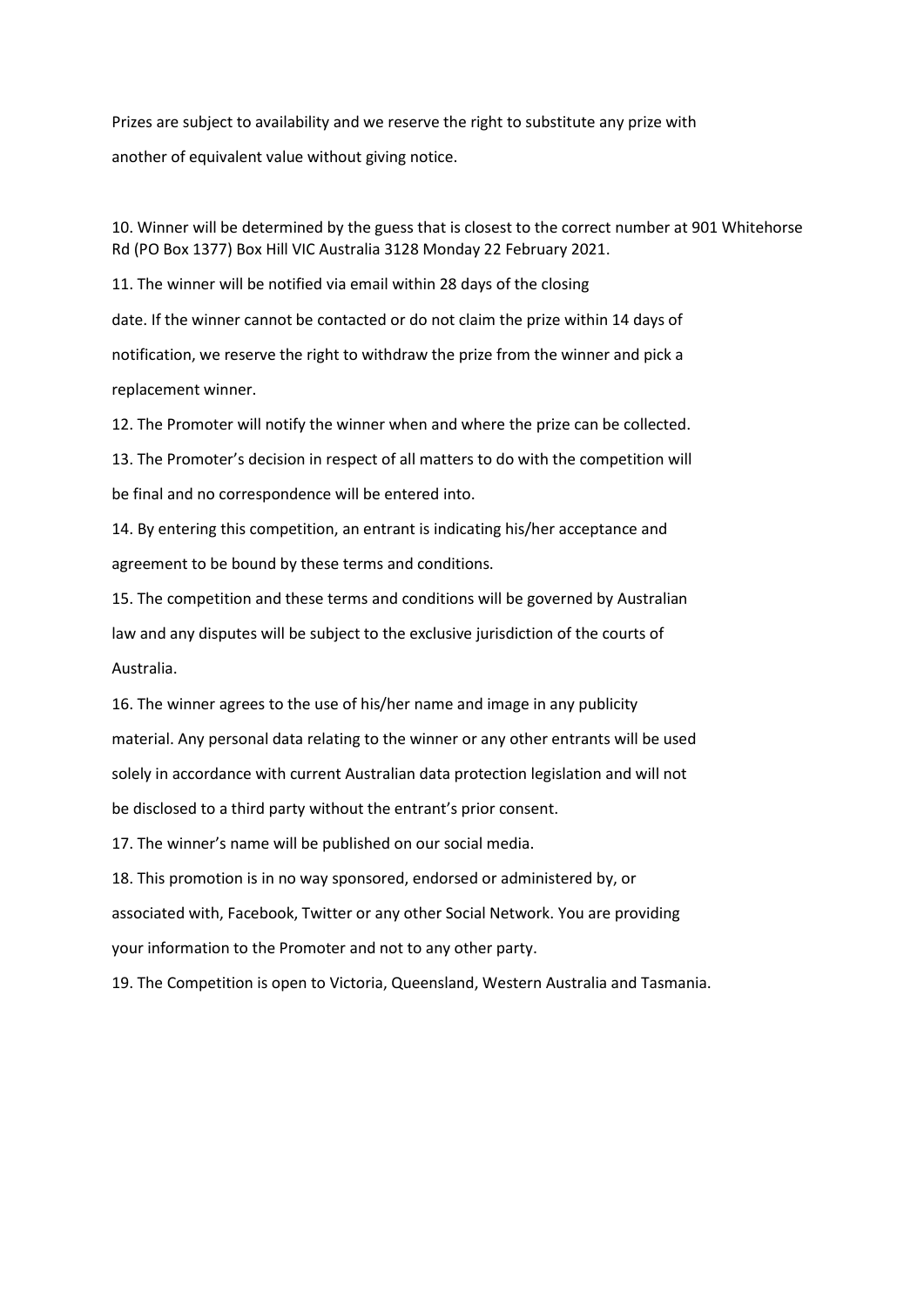Prizes are subject to availability and we reserve the right to substitute any prize with another of equivalent value without giving notice.

10. Winner will be determined by the guess that is closest to the correct number at 901 Whitehorse Rd (PO Box 1377) Box Hill VIC Australia 3128 Monday 22 February 2021.

11. The winner will be notified via email within 28 days of the closing date. If the winner cannot be contacted or do not claim the prize within 14 days of notification, we reserve the right to withdraw the prize from the winner and pick a replacement winner.

12. The Promoter will notify the winner when and where the prize can be collected.

13. The Promoter's decision in respect of all matters to do with the competition will be final and no correspondence will be entered into.

14. By entering this competition, an entrant is indicating his/her acceptance and agreement to be bound by these terms and conditions.

15. The competition and these terms and conditions will be governed by Australian law and any disputes will be subject to the exclusive jurisdiction of the courts of Australia.

16. The winner agrees to the use of his/her name and image in any publicity material. Any personal data relating to the winner or any other entrants will be used solely in accordance with current Australian data protection legislation and will not be disclosed to a third party without the entrant's prior consent.

17. The winner's name will be published on our social media.

18. This promotion is in no way sponsored, endorsed or administered by, or associated with, Facebook, Twitter or any other Social Network. You are providing your information to the Promoter and not to any other party.

19. The Competition is open to Victoria, Queensland, Western Australia and Tasmania.